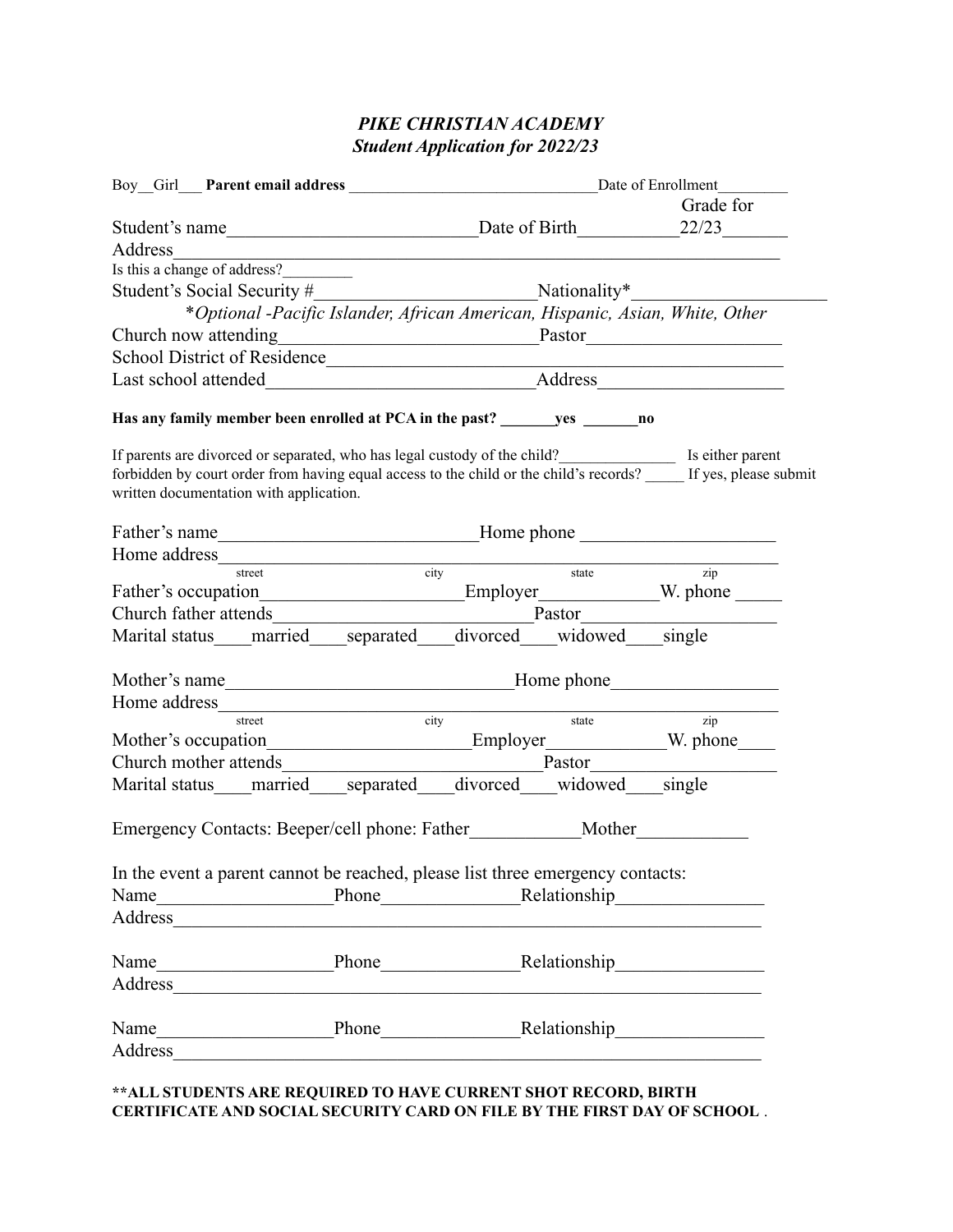# *PIKE CHRISTIAN ACADEMY*

## *Student Application for 2022/23*

Boy\_\_Girl\_\_\_ **Parent email address** \_\_\_\_\_\_\_\_\_\_\_\_\_\_\_\_\_\_\_\_\_\_\_\_\_\_\_\_\_\_\_\_Date of Enrollment\_\_\_\_\_\_\_\_\_

Student's name\_\_\_\_\_\_\_\_\_\_\_\_\_\_\_\_\_\_\_\_\_\_\_\_\_\_Date of Birth\_\_\_\_\_\_\_\_\_\_\_Grade for 22/23\_\_\_\_\_\_\_

Address\_\_\_\_\_\_\_\_\_\_\_\_\_\_\_\_\_\_\_\_\_\_\_\_\_\_\_\_\_\_\_\_\_\_\_\_\_\_\_\_\_\_\_\_\_\_\_\_\_\_\_\_\_\_\_\_\_\_\_\_\_\_\_\_

Is this a change of address?\_\_\_\_\_\_\_\_\_

Student's Social Security #\_\_\_\_\_\_\_\_\_\_\_\_\_\_\_\_\_\_\_\_\_\_\_Nationality\*\_\_\_\_\_\_\_\_\_\_\_\_\_\_\_\_\_\_\_\_

\**Optional -Pacific Islander, African American, Hispanic, Asian, White, Other*

Church now attending\_\_\_\_\_\_\_\_\_\_\_\_\_\_\_\_\_\_\_\_\_\_\_\_\_\_\_\_Pastor\_\_\_\_\_\_\_\_\_\_\_\_\_\_\_\_\_\_\_\_\_

School District of Residence\_\_\_\_\_\_\_\_\_\_\_\_\_\_\_\_\_\_\_\_\_\_\_\_\_\_\_\_\_\_\_\_\_\_\_\_\_\_\_\_\_\_\_\_\_\_\_\_\_

Last school attended\_\_\_\_\_\_\_\_\_\_\_\_\_\_\_\_\_\_\_\_\_\_\_\_\_\_\_\_\_Address\_\_\_\_\_\_\_\_\_\_\_\_\_\_\_\_\_\_\_\_

**Has any family member been enrolled at PCA in the past? \_\_\_\_\_\_\_yes \_\_\_\_\_\_\_no**

If parents are divorced or separated, who has legal custody of the child?\_\_\_\_\_\_\_\_\_\_\_\_\_\_\_ Is either parent forbidden by court order from having equal access to the child or the child's records? \_\_\_\_\_ If yes, please submit written documentation with application.

Father's name\_\_\_\_\_\_\_\_\_\_\_\_\_\_\_\_\_\_\_\_\_\_\_\_\_\_\_\_Home phone \_\_\_\_\_\_\_\_\_\_\_\_\_\_\_\_\_\_\_\_\_

Home address\_\_\_\_\_\_\_\_\_\_\_\_\_\_\_\_\_\_\_\_\_\_\_\_\_\_\_\_\_\_\_\_\_\_\_\_\_\_\_\_\_\_\_\_\_\_\_\_\_\_\_\_\_\_\_\_\_\_\_\_\_
street city state zip

Father's occupation\_\_\_\_\_\_\_\_\_\_\_\_\_\_\_\_\_\_\_\_\_\_Employer\_\_\_\_\_\_\_\_\_\_\_\_W. phone \_\_\_\_\_

Church father attends\_\_\_\_\_\_\_\_\_\_\_\_\_\_\_\_\_\_\_\_\_\_\_\_\_Pastor\_\_\_\_\_\_\_\_\_\_\_\_\_\_\_\_\_\_\_\_

Marital status\_\_\_\_married\_\_\_\_separated\_\_\_\_divorced\_\_\_\_widowed\_\_\_\_single

Mother's name\_\_\_\_\_\_\_\_\_\_\_\_\_\_\_\_\_\_\_\_\_\_\_\_\_\_\_\_\_\_\_Home phone\_\_\_\_\_\_\_\_\_\_\_\_\_\_\_\_\_\_

Home address\_\_\_\_\_\_\_\_\_\_\_\_\_\_\_\_\_\_\_\_\_\_\_\_\_\_\_\_\_\_\_\_\_\_\_\_\_\_\_\_\_\_\_\_\_\_\_\_\_\_\_\_\_\_\_\_\_\_\_\_\_
street city state zip

Mother's occupation\_\_\_\_\_\_\_\_\_\_\_\_\_\_\_\_\_\_\_\_\_\_Employer\_\_\_\_\_\_\_\_\_\_\_\_W. phone\_\_\_\_

Church mother attends\_\_\_\_\_\_\_\_\_\_\_\_\_\_\_\_\_\_\_\_\_\_\_\_\_Pastor\_\_\_\_\_\_\_\_\_\_\_\_\_\_\_\_\_\_\_\_

Marital status\_\_\_\_married\_\_\_\_separated\_\_\_\_divorced\_\_\_\_widowed\_\_\_\_single

Emergency Contacts: Beeper/cell phone: Father\_\_\_\_\_\_\_\_\_\_\_\_Mother\_\_\_\_\_\_\_\_\_\_\_\_

In the event a parent cannot be reached, please list three emergency contacts:

Name\_\_\_\_\_\_\_\_\_\_\_\_\_\_\_\_\_\_\_Phone\_\_\_\_\_\_\_\_\_\_\_\_\_\_\_Relationship\_\_\_\_\_\_\_\_\_\_\_\_\_\_\_\_

Address\_\_\_\_\_\_\_\_\_\_\_\_\_\_\_\_\_\_\_\_\_\_\_\_\_\_\_\_\_\_\_\_\_\_\_\_\_\_\_\_\_\_\_\_\_\_\_\_\_\_\_\_\_\_\_\_\_\_\_\_\_\_\_

Name\_\_\_\_\_\_\_\_\_\_\_\_\_\_\_\_\_\_\_Phone\_\_\_\_\_\_\_\_\_\_\_\_\_\_\_Relationship\_\_\_\_\_\_\_\_\_\_\_\_\_\_\_\_

Address\_\_\_\_\_\_\_\_\_\_\_\_\_\_\_\_\_\_\_\_\_\_\_\_\_\_\_\_\_\_\_\_\_\_\_\_\_\_\_\_\_\_\_\_\_\_\_\_\_\_\_\_\_\_\_\_\_\_\_\_\_\_\_

Name\_\_\_\_\_\_\_\_\_\_\_\_\_\_\_\_\_\_\_Phone\_\_\_\_\_\_\_\_\_\_\_\_\_\_\_Relationship\_\_\_\_\_\_\_\_\_\_\_\_\_\_\_\_

Address\_\_\_\_\_\_\_\_\_\_\_\_\_\_\_\_\_\_\_\_\_\_\_\_\_\_\_\_\_\_\_\_\_\_\_\_\_\_\_\_\_\_\_\_\_\_\_\_\_\_\_\_\_\_\_\_\_\_\_\_\_\_\_

**\*\*ALL STUDENTS ARE REQUIRED TO HAVE CURRENT SHOT RECORD, BIRTH CERTIFICATE AND SOCIAL SECURITY CARD ON FILE BY THE FIRST DAY OF SCHOOL** .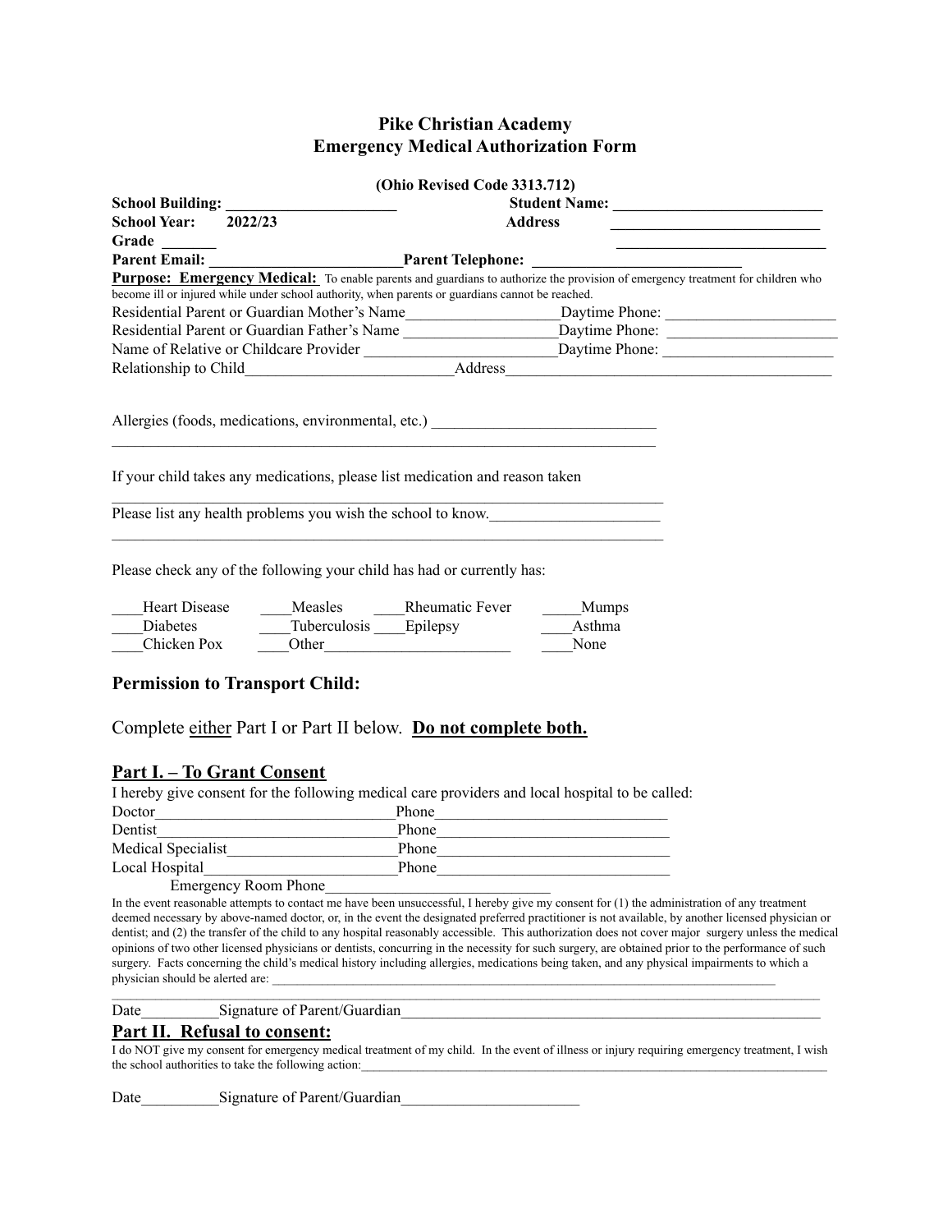# Pike Christian Academy
## Emergency Medical Authorization Form

**(Ohio Revised Code 3313.712)**

**School Building:** ______________________ **Student Name:** ____________________________

**School Year:** 2022/23 **Address** ____________________________

**Grade** _______ ____________________________

**Parent Email:** _________________________ **Parent Telephone:** ___________________________

**Purpose: Emergency Medical:** To enable parents and guardians to authorize the provision of emergency treatment for children who become ill or injured while under school authority, when parents or guardians cannot be reached.

Residential Parent or Guardian Mother's Name___________________Daytime Phone: ______________________

Residential Parent or Guardian Father's Name ___________________Daytime Phone: ______________________

Name of Relative or Childcare Provider ________________________Daytime Phone: ______________________

Relationship to Child__________________________Address_________________________________________

Allergies (foods, medications, environmental, etc.) _____________________________

_________________________________________________________________________

If your child takes any medications, please list medication and reason taken

_________________________________________________________________________

Please list any health problems you wish the school to know.______________________

_________________________________________________________________________

Please check any of the following your child has had or currently has:

____Heart Disease ____Measles ____Rheumatic Fever _____Mumps

____Diabetes ____Tuberculosis ____Epilepsy ____Asthma

____Chicken Pox ____Other________________________ ____None

### Permission to Transport Child:

Complete either Part I or Part II below. **Do not complete both.**

### Part I. – To Grant Consent

I hereby give consent for the following medical care providers and local hospital to be called:

Doctor______________________________Phone______________________________

Dentist______________________________Phone______________________________

Medical Specialist_____________________Phone______________________________

Local Hospital_______________________Phone______________________________

Emergency Room Phone____________________________

In the event reasonable attempts to contact me have been unsuccessful, I hereby give my consent for (1) the administration of any treatment deemed necessary by above-named doctor, or, in the event the designated preferred practitioner is not available, by another licensed physician or dentist; and (2) the transfer of the child to any hospital reasonably accessible. This authorization does not cover major surgery unless the medical opinions of two other licensed physicians or dentists, concurring in the necessity for such surgery, are obtained prior to the performance of such surgery. Facts concerning the child's medical history including allergies, medications being taken, and any physical impairments to which a physician should be alerted are: ______________________________________________________________________________

_____________________________________________________________________________________________

Date__________Signature of Parent/Guardian_____________________________________________________

### Part II. Refusal to consent:

I do NOT give my consent for emergency medical treatment of my child. In the event of illness or injury requiring emergency treatment, I wish the school authorities to take the following action:_____________________________________________________________________________

Date__________Signature of Parent/Guardian_______________________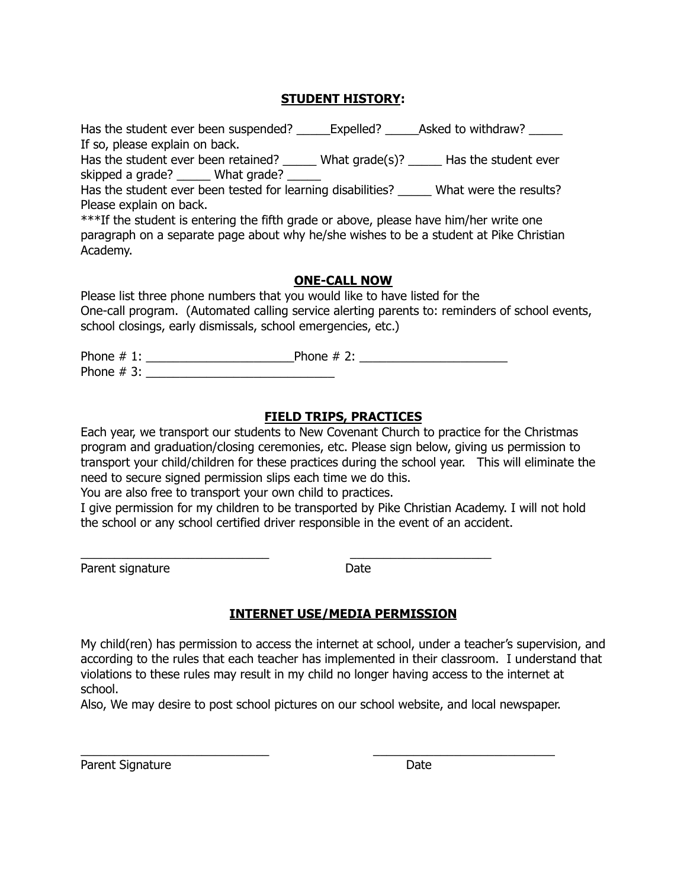## **STUDENT HISTORY**:

Has the student ever been suspended? _____Expelled? _____Asked to withdraw? _____
If so, please explain on back.
Has the student ever been retained? _____ What grade(s)? _____ Has the student ever skipped a grade? _____ What grade? _____
Has the student ever been tested for learning disabilities? _____ What were the results? Please explain on back.
***If the student is entering the fifth grade or above, please have him/her write one paragraph on a separate page about why he/she wishes to be a student at Pike Christian Academy.

## **ONE-CALL NOW**

Please list three phone numbers that you would like to have listed for the One-call program. (Automated calling service alerting parents to: reminders of school events, school closings, early dismissals, school emergencies, etc.)

Phone # 1: ______________________Phone # 2: ______________________
Phone # 3: ____________________________

## **FIELD TRIPS, PRACTICES**

Each year, we transport our students to New Covenant Church to practice for the Christmas program and graduation/closing ceremonies, etc. Please sign below, giving us permission to transport your child/children for these practices during the school year. This will eliminate the need to secure signed permission slips each time we do this.
You are also free to transport your own child to practices.
I give permission for my children to be transported by Pike Christian Academy. I will not hold the school or any school certified driver responsible in the event of an accident.

____________________________ _____________________
Parent signature Date

## **INTERNET USE/MEDIA PERMISSION**

My child(ren) has permission to access the internet at school, under a teacher's supervision, and according to the rules that each teacher has implemented in their classroom. I understand that violations to these rules may result in my child no longer having access to the internet at school.
Also, We may desire to post school pictures on our school website, and local newspaper.

____________________________ ___________________________
Parent Signature Date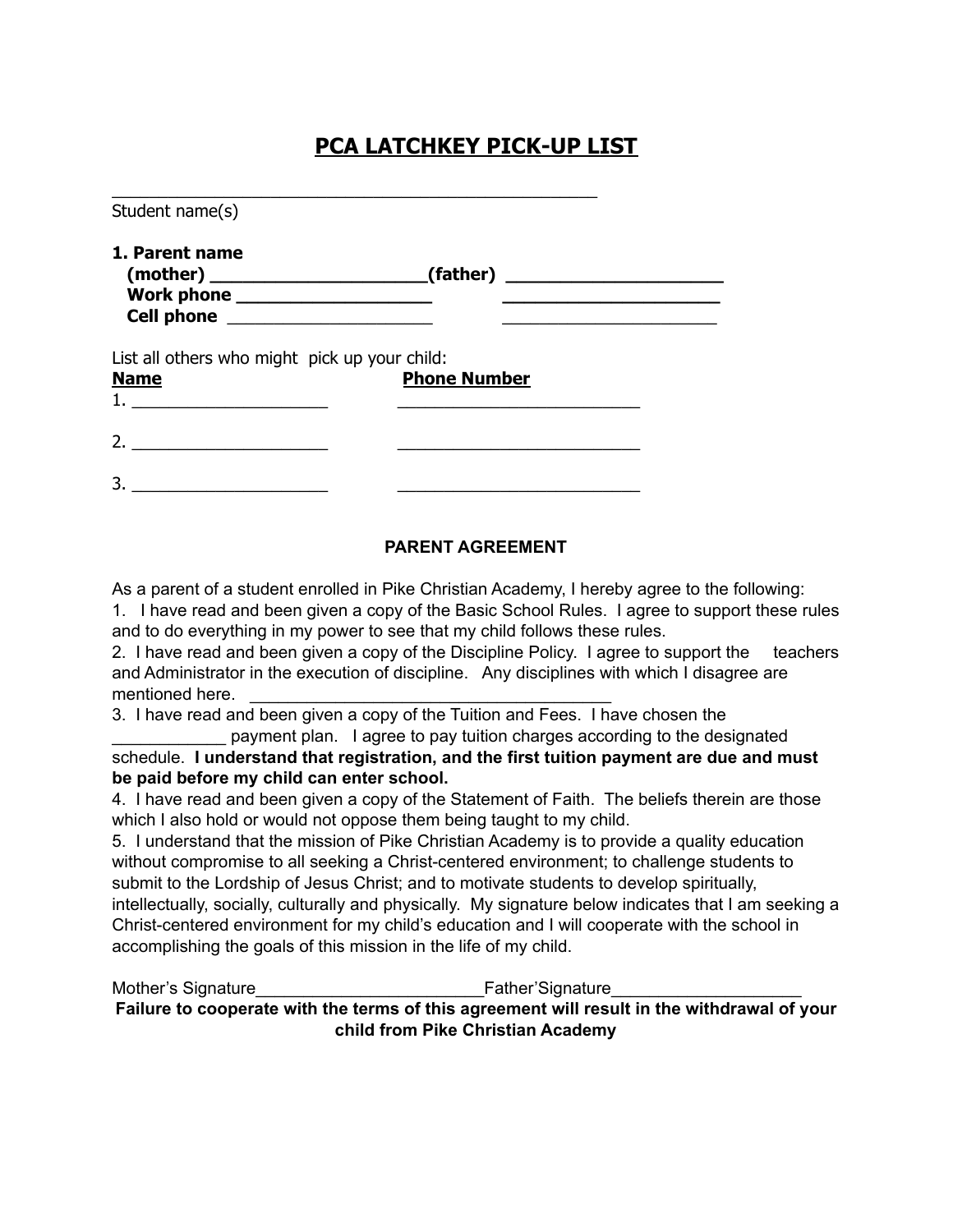# PCA LATCHKEY PICK-UP LIST

____________________________________________________

Student name(s)

**1. Parent name**
**(mother) ____________________(father) ____________________**
**Work phone __________________ ____________________**
**Cell phone ____________________ ____________________**

List all others who might pick up your child:

| Name | Phone Number |
|---|---|
| 1. ____________________ | ________________________ |
| 2. ____________________ | ________________________ |
| 3. ____________________ | ________________________ |

## PARENT AGREEMENT

As a parent of a student enrolled in Pike Christian Academy, I hereby agree to the following:

1. I have read and been given a copy of the Basic School Rules. I agree to support these rules and to do everything in my power to see that my child follows these rules.
2. I have read and been given a copy of the Discipline Policy. I agree to support the teachers and Administrator in the execution of discipline. Any disciplines with which I disagree are mentioned here. ____________________________________
3. I have read and been given a copy of the Tuition and Fees. I have chosen the ____________ payment plan. I agree to pay tuition charges according to the designated schedule. **I understand that registration, and the first tuition payment are due and must be paid before my child can enter school.**
4. I have read and been given a copy of the Statement of Faith. The beliefs therein are those which I also hold or would not oppose them being taught to my child.
5. I understand that the mission of Pike Christian Academy is to provide a quality education without compromise to all seeking a Christ-centered environment; to challenge students to submit to the Lordship of Jesus Christ; and to motivate students to develop spiritually, intellectually, socially, culturally and physically. My signature below indicates that I am seeking a Christ-centered environment for my child's education and I will cooperate with the school in accomplishing the goals of this mission in the life of my child.

Mother's Signature________________________Father'Signature____________________

**Failure to cooperate with the terms of this agreement will result in the withdrawal of your child from Pike Christian Academy**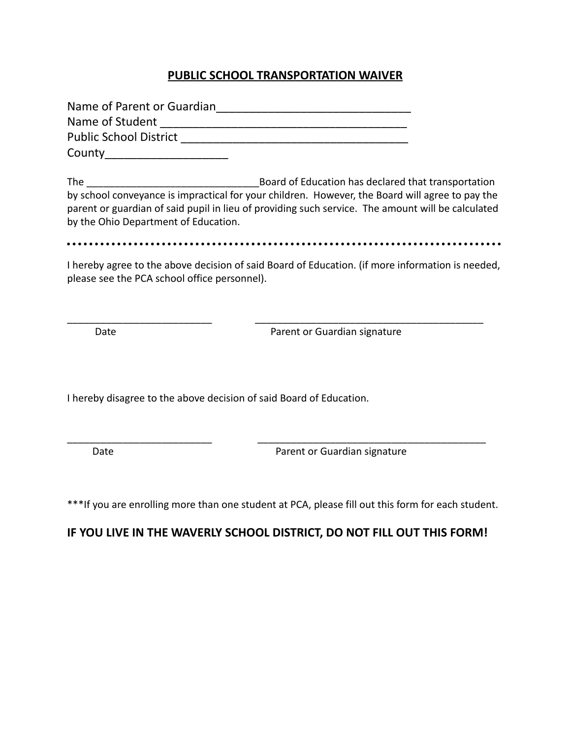# PUBLIC SCHOOL TRANSPORTATION WAIVER

Name of Parent or Guardian______________________________
Name of Student ______________________________________
Public School District ___________________________________
County___________________

The ______________________________Board of Education has declared that transportation by school conveyance is impractical for your children. However, the Board will agree to pay the parent or guardian of said pupil in lieu of providing such service. The amount will be calculated by the Ohio Department of Education.

I hereby agree to the above decision of said Board of Education. (if more information is needed, please see the PCA school office personnel).

_________________________ ________________________________________
Date Parent or Guardian signature

I hereby disagree to the above decision of said Board of Education.

_________________________ ________________________________________
Date Parent or Guardian signature

***If you are enrolling more than one student at PCA, please fill out this form for each student.

**IF YOU LIVE IN THE WAVERLY SCHOOL DISTRICT, DO NOT FILL OUT THIS FORM!**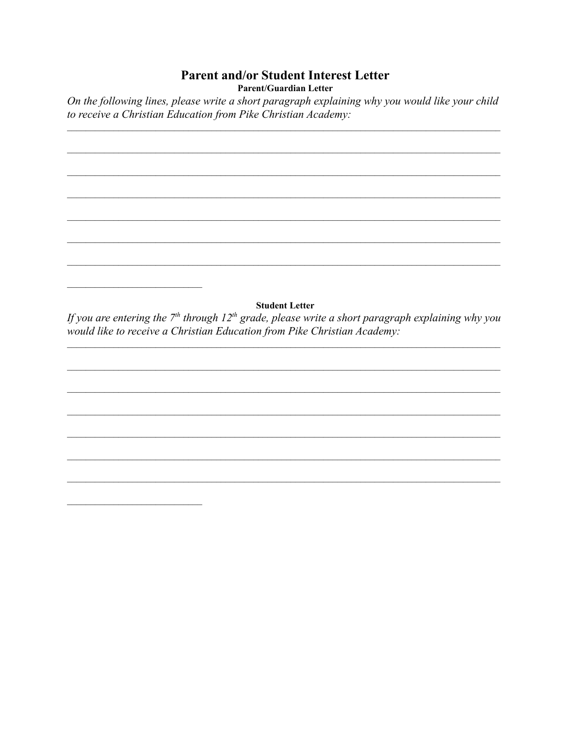# Parent and/or Student Interest Letter

### Parent/Guardian Letter

*On the following lines, please write a short paragraph explaining why you would like your child to receive a Christian Education from Pike Christian Academy:*

_______________________________________________________________________________

_______________________________________________________________________________

_______________________________________________________________________________

_______________________________________________________________________________

_______________________________________________________________________________

_______________________________________________________________________________

_______________________________________________________________________________

__________________________

### Student Letter

*If you are entering the 7th through 12th grade, please write a short paragraph explaining why you would like to receive a Christian Education from Pike Christian Academy:*

_______________________________________________________________________________

_______________________________________________________________________________

_______________________________________________________________________________

_______________________________________________________________________________

_______________________________________________________________________________

_______________________________________________________________________________

_______________________________________________________________________________

__________________________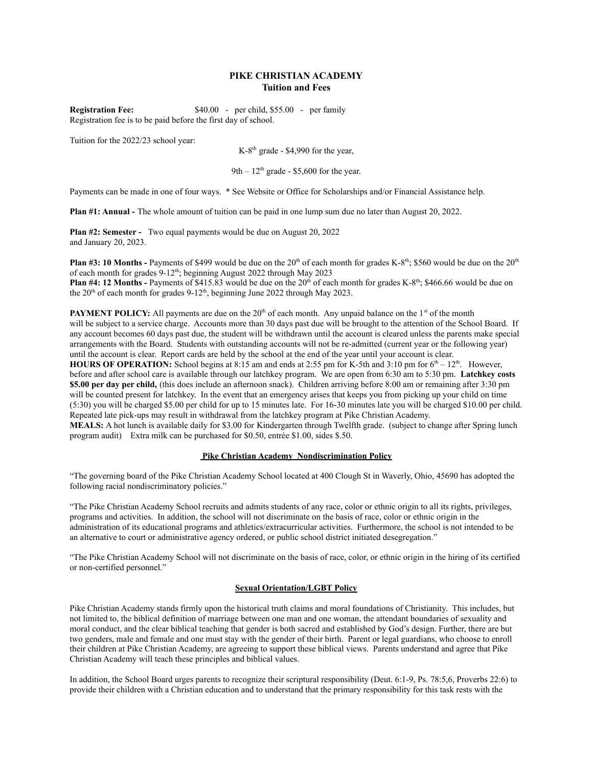# PIKE CHRISTIAN ACADEMY
## Tuition and Fees

**Registration Fee:** $40.00 - per child, $55.00 - per family
Registration fee is to be paid before the first day of school.

Tuition for the 2022/23 school year:

K-8th grade - $4,990 for the year,

9th – 12th grade - $5,600 for the year.

Payments can be made in one of four ways. * See Website or Office for Scholarships and/or Financial Assistance help.

**Plan #1: Annual -** The whole amount of tuition can be paid in one lump sum due no later than August 20, 2022.

**Plan #2: Semester -** Two equal payments would be due on August 20, 2022 and January 20, 2023.

**Plan #3: 10 Months -** Payments of $499 would be due on the 20th of each month for grades K-8th; $560 would be due on the 20th of each month for grades 9-12th; beginning August 2022 through May 2023

**Plan #4: 12 Months -** Payments of $415.83 would be due on the 20th of each month for grades K-8th; $466.66 would be due on the 20th of each month for grades 9-12th, beginning June 2022 through May 2023.

**PAYMENT POLICY:** All payments are due on the 20th of each month. Any unpaid balance on the 1st of the month will be subject to a service charge. Accounts more than 30 days past due will be brought to the attention of the School Board. If any account becomes 60 days past due, the student will be withdrawn until the account is cleared unless the parents make special arrangements with the Board. Students with outstanding accounts will not be re-admitted (current year or the following year) until the account is clear. Report cards are held by the school at the end of the year until your account is clear.

**HOURS OF OPERATION:** School begins at 8:15 am and ends at 2:55 pm for K-5th and 3:10 pm for 6th – 12th. However, before and after school care is available through our latchkey program. We are open from 6:30 am to 5:30 pm. **Latchkey costs $5.00 per day per child,** (this does include an afternoon snack). Children arriving before 8:00 am or remaining after 3:30 pm will be counted present for latchkey. In the event that an emergency arises that keeps you from picking up your child on time (5:30) you will be charged $5.00 per child for up to 15 minutes late. For 16-30 minutes late you will be charged $10.00 per child. Repeated late pick-ups may result in withdrawal from the latchkey program at Pike Christian Academy.

**MEALS:** A hot lunch is available daily for $3.00 for Kindergarten through Twelfth grade. (subject to change after Spring lunch program audit) Extra milk can be purchased for $0.50, entrée $1.00, sides $.50.

### Pike Christian Academy Nondiscrimination Policy

"The governing board of the Pike Christian Academy School located at 400 Clough St in Waverly, Ohio, 45690 has adopted the following racial nondiscriminatory policies."

"The Pike Christian Academy School recruits and admits students of any race, color or ethnic origin to all its rights, privileges, programs and activities. In addition, the school will not discriminate on the basis of race, color or ethnic origin in the administration of its educational programs and athletics/extracurricular activities. Furthermore, the school is not intended to be an alternative to court or administrative agency ordered, or public school district initiated desegregation."

"The Pike Christian Academy School will not discriminate on the basis of race, color, or ethnic origin in the hiring of its certified or non-certified personnel."

### Sexual Orientation/LGBT Policy

Pike Christian Academy stands firmly upon the historical truth claims and moral foundations of Christianity. This includes, but not limited to, the biblical definition of marriage between one man and one woman, the attendant boundaries of sexuality and moral conduct, and the clear biblical teaching that gender is both sacred and established by God's design. Further, there are but two genders, male and female and one must stay with the gender of their birth. Parent or legal guardians, who choose to enroll their children at Pike Christian Academy, are agreeing to support these biblical views. Parents understand and agree that Pike Christian Academy will teach these principles and biblical values.

In addition, the School Board urges parents to recognize their scriptural responsibility (Deut. 6:1-9, Ps. 78:5,6, Proverbs 22:6) to provide their children with a Christian education and to understand that the primary responsibility for this task rests with the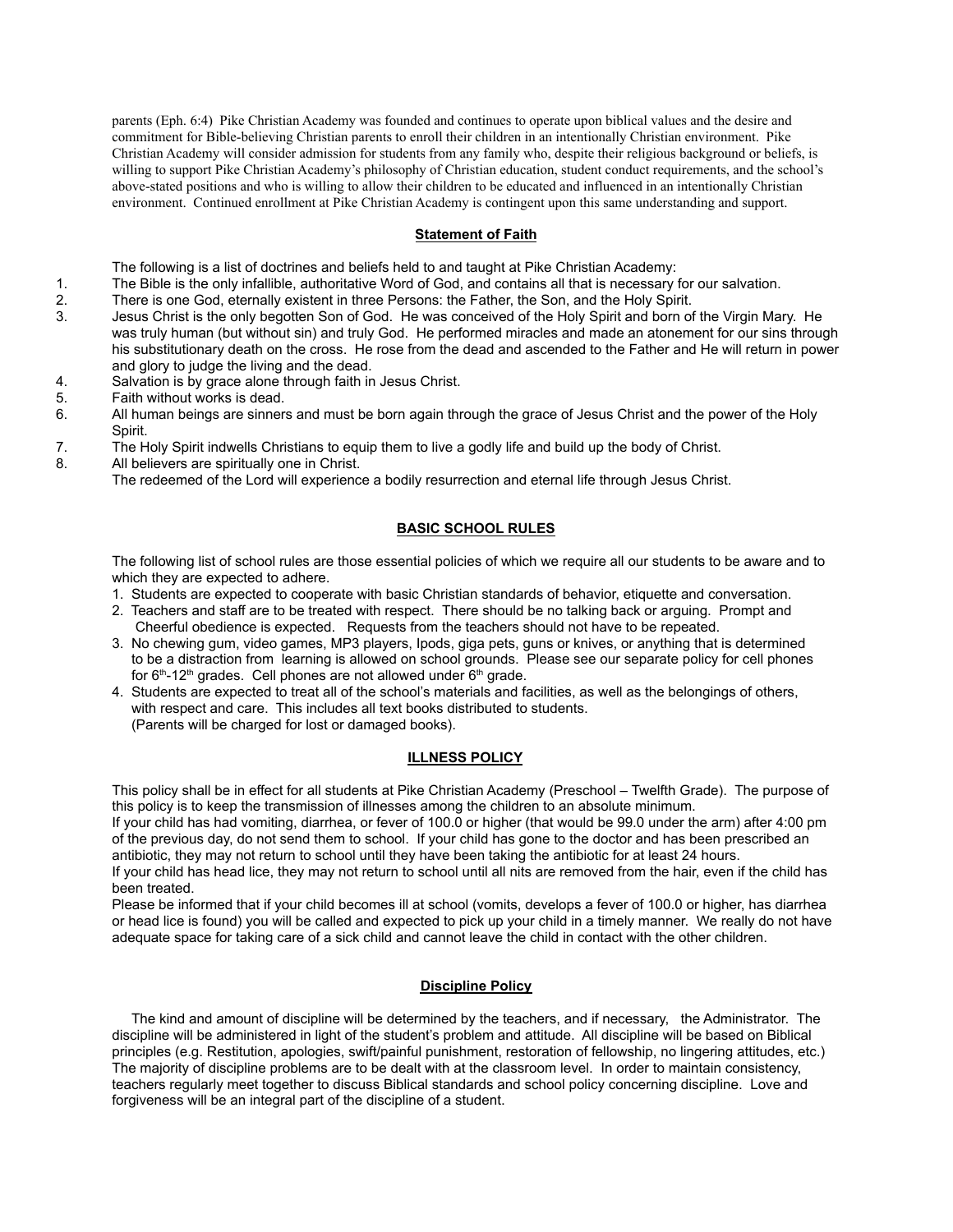parents (Eph. 6:4) Pike Christian Academy was founded and continues to operate upon biblical values and the desire and commitment for Bible-believing Christian parents to enroll their children in an intentionally Christian environment. Pike Christian Academy will consider admission for students from any family who, despite their religious background or beliefs, is willing to support Pike Christian Academy's philosophy of Christian education, student conduct requirements, and the school's above-stated positions and who is willing to allow their children to be educated and influenced in an intentionally Christian environment. Continued enrollment at Pike Christian Academy is contingent upon this same understanding and support.

## Statement of Faith

The following is a list of doctrines and beliefs held to and taught at Pike Christian Academy:

1. The Bible is the only infallible, authoritative Word of God, and contains all that is necessary for our salvation.
2. There is one God, eternally existent in three Persons: the Father, the Son, and the Holy Spirit.
3. Jesus Christ is the only begotten Son of God. He was conceived of the Holy Spirit and born of the Virgin Mary. He was truly human (but without sin) and truly God. He performed miracles and made an atonement for our sins through his substitutionary death on the cross. He rose from the dead and ascended to the Father and He will return in power and glory to judge the living and the dead.
4. Salvation is by grace alone through faith in Jesus Christ.
5. Faith without works is dead.
6. All human beings are sinners and must be born again through the grace of Jesus Christ and the power of the Holy Spirit.
7. The Holy Spirit indwells Christians to equip them to live a godly life and build up the body of Christ.
8. All believers are spiritually one in Christ.

The redeemed of the Lord will experience a bodily resurrection and eternal life through Jesus Christ.

## BASIC SCHOOL RULES

The following list of school rules are those essential policies of which we require all our students to be aware and to which they are expected to adhere.

1. Students are expected to cooperate with basic Christian standards of behavior, etiquette and conversation.
2. Teachers and staff are to be treated with respect. There should be no talking back or arguing. Prompt and Cheerful obedience is expected. Requests from the teachers should not have to be repeated.
3. No chewing gum, video games, MP3 players, Ipods, giga pets, guns or knives, or anything that is determined to be a distraction from learning is allowed on school grounds. Please see our separate policy for cell phones for 6th-12th grades. Cell phones are not allowed under 6th grade.
4. Students are expected to treat all of the school's materials and facilities, as well as the belongings of others, with respect and care. This includes all text books distributed to students. (Parents will be charged for lost or damaged books).

## ILLNESS POLICY

This policy shall be in effect for all students at Pike Christian Academy (Preschool – Twelfth Grade). The purpose of this policy is to keep the transmission of illnesses among the children to an absolute minimum.

If your child has had vomiting, diarrhea, or fever of 100.0 or higher (that would be 99.0 under the arm) after 4:00 pm of the previous day, do not send them to school. If your child has gone to the doctor and has been prescribed an antibiotic, they may not return to school until they have been taking the antibiotic for at least 24 hours.

If your child has head lice, they may not return to school until all nits are removed from the hair, even if the child has been treated.

Please be informed that if your child becomes ill at school (vomits, develops a fever of 100.0 or higher, has diarrhea or head lice is found) you will be called and expected to pick up your child in a timely manner. We really do not have adequate space for taking care of a sick child and cannot leave the child in contact with the other children.

## Discipline Policy

The kind and amount of discipline will be determined by the teachers, and if necessary, the Administrator. The discipline will be administered in light of the student's problem and attitude. All discipline will be based on Biblical principles (e.g. Restitution, apologies, swift/painful punishment, restoration of fellowship, no lingering attitudes, etc.) The majority of discipline problems are to be dealt with at the classroom level. In order to maintain consistency, teachers regularly meet together to discuss Biblical standards and school policy concerning discipline. Love and forgiveness will be an integral part of the discipline of a student.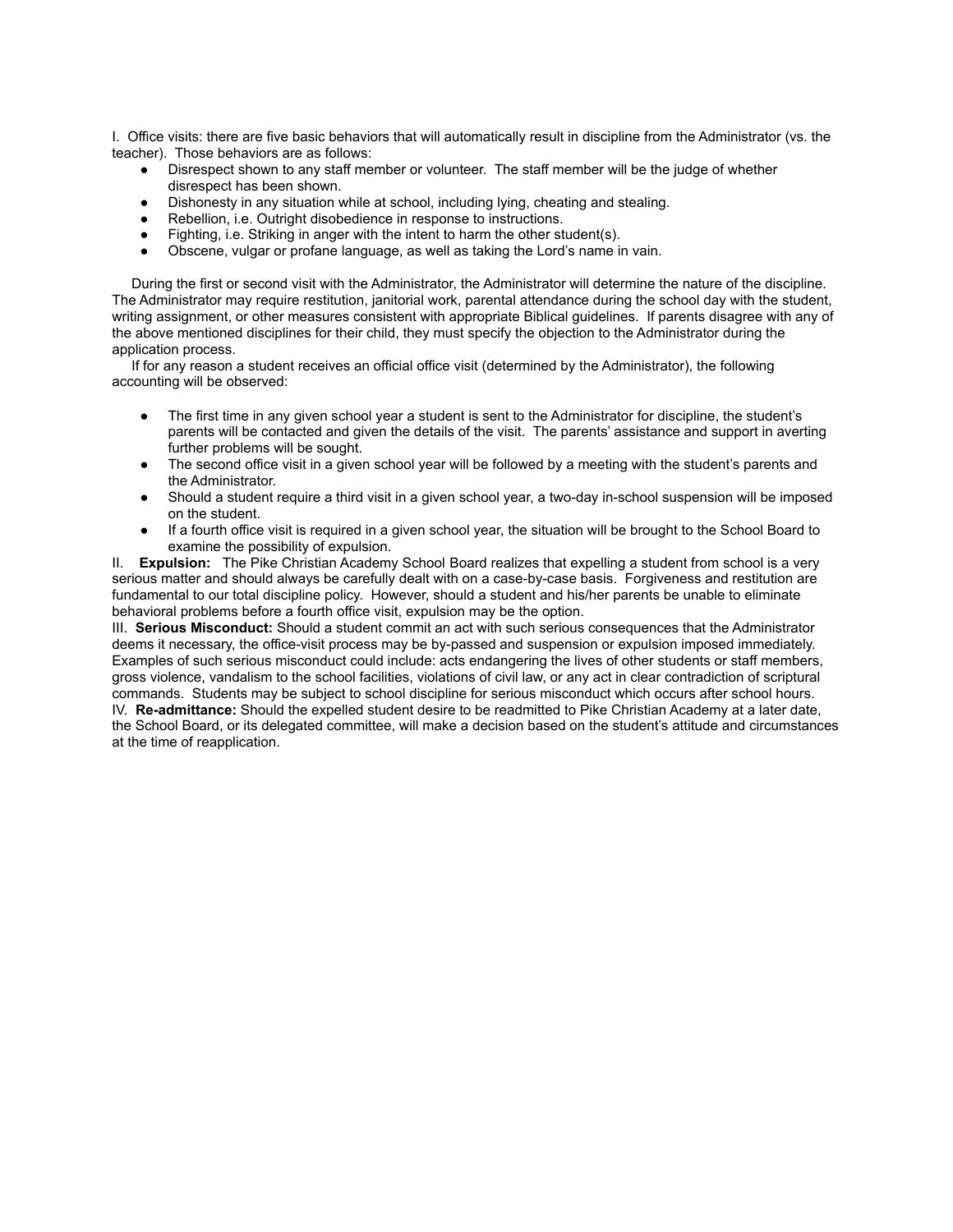I. Office visits: there are five basic behaviors that will automatically result in discipline from the Administrator (vs. the teacher). Those behaviors are as follows:

- Disrespect shown to any staff member or volunteer. The staff member will be the judge of whether disrespect has been shown.
- Dishonesty in any situation while at school, including lying, cheating and stealing.
- Rebellion, i.e. Outright disobedience in response to instructions.
- Fighting, i.e. Striking in anger with the intent to harm the other student(s).
- Obscene, vulgar or profane language, as well as taking the Lord's name in vain.

During the first or second visit with the Administrator, the Administrator will determine the nature of the discipline. The Administrator may require restitution, janitorial work, parental attendance during the school day with the student, writing assignment, or other measures consistent with appropriate Biblical guidelines. If parents disagree with any of the above mentioned disciplines for their child, they must specify the objection to the Administrator during the application process.

If for any reason a student receives an official office visit (determined by the Administrator), the following accounting will be observed:

- The first time in any given school year a student is sent to the Administrator for discipline, the student's parents will be contacted and given the details of the visit. The parents' assistance and support in averting further problems will be sought.
- The second office visit in a given school year will be followed by a meeting with the student's parents and the Administrator.
- Should a student require a third visit in a given school year, a two-day in-school suspension will be imposed on the student.
- If a fourth office visit is required in a given school year, the situation will be brought to the School Board to examine the possibility of expulsion.

II. **Expulsion:** The Pike Christian Academy School Board realizes that expelling a student from school is a very serious matter and should always be carefully dealt with on a case-by-case basis. Forgiveness and restitution are fundamental to our total discipline policy. However, should a student and his/her parents be unable to eliminate behavioral problems before a fourth office visit, expulsion may be the option.

III. **Serious Misconduct:** Should a student commit an act with such serious consequences that the Administrator deems it necessary, the office-visit process may be by-passed and suspension or expulsion imposed immediately. Examples of such serious misconduct could include: acts endangering the lives of other students or staff members, gross violence, vandalism to the school facilities, violations of civil law, or any act in clear contradiction of scriptural commands. Students may be subject to school discipline for serious misconduct which occurs after school hours.

IV. **Re-admittance:** Should the expelled student desire to be readmitted to Pike Christian Academy at a later date, the School Board, or its delegated committee, will make a decision based on the student's attitude and circumstances at the time of reapplication.